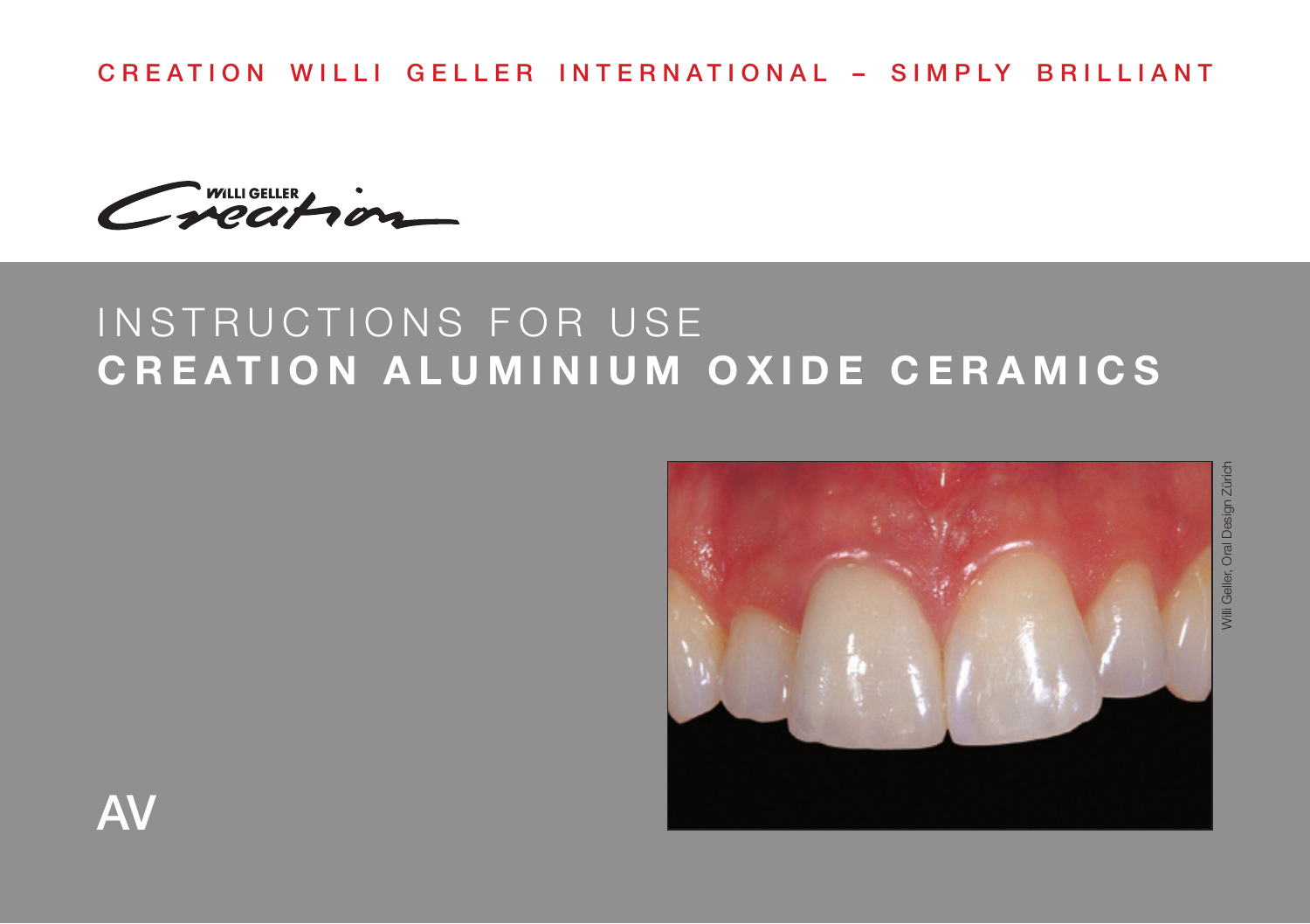CREATION WILLI GELLER INTERNATIONAL – SIMPLY BRILLIANT

WILLI GELLER Creation

# INSTRUCTIONS FOR USE
# CREATION ALUMINIUM OXIDE CERAMICS

Willi Geller, Oral Design Zürich

AV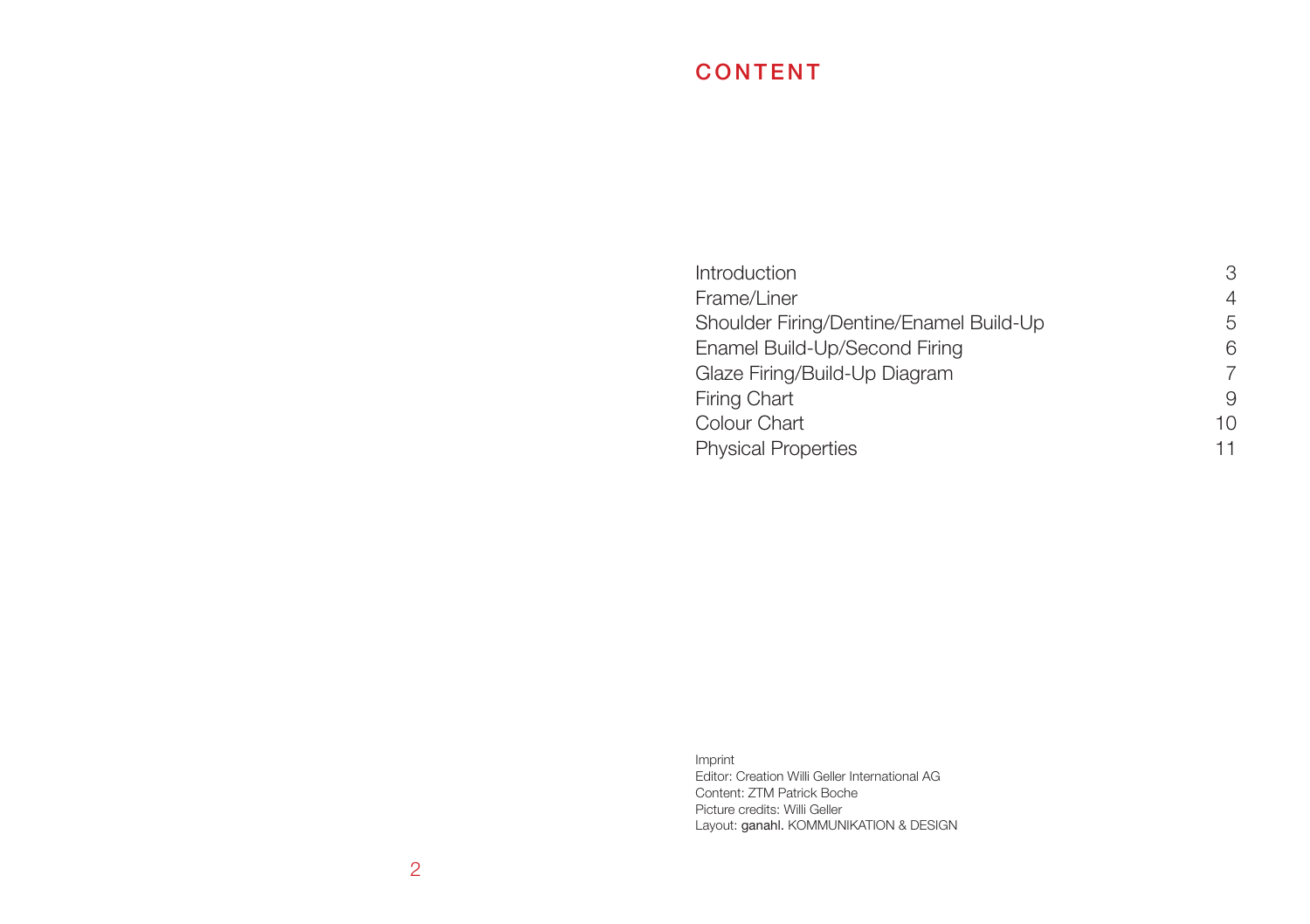# CONTENT

| | |
|---|---|
| Introduction | 3 |
| Frame/Liner | 4 |
| Shoulder Firing/Dentine/Enamel Build-Up | 5 |
| Enamel Build-Up/Second Firing | 6 |
| Glaze Firing/Build-Up Diagram | 7 |
| Firing Chart | 9 |
| Colour Chart | 10 |
| Physical Properties | 11 |

Imprint
Editor: Creation Willi Geller International AG
Content: ZTM Patrick Boche
Picture credits: Willi Geller
Layout: **ganahl.** KOMMUNIKATION & DESIGN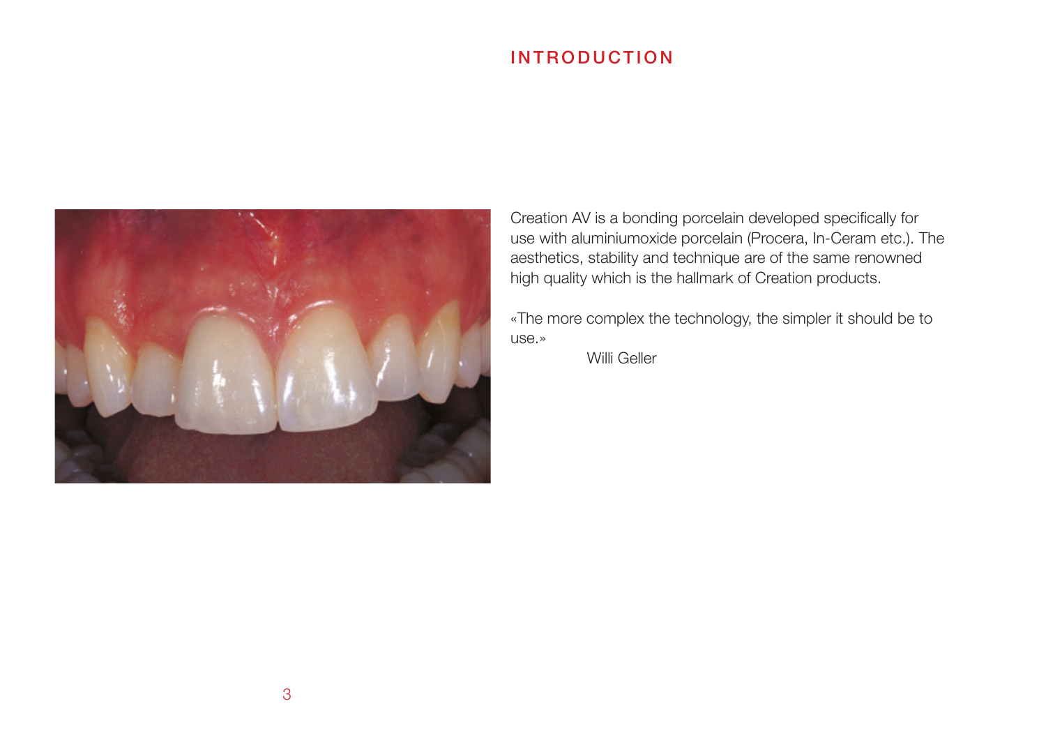# INTRODUCTION

Creation AV is a bonding porcelain developed specifically for use with aluminiumoxide porcelain (Procera, In-Ceram etc.). The aesthetics, stability and technique are of the same renowned high quality which is the hallmark of Creation products.

«The more complex the technology, the simpler it should be to use.»

Willi Geller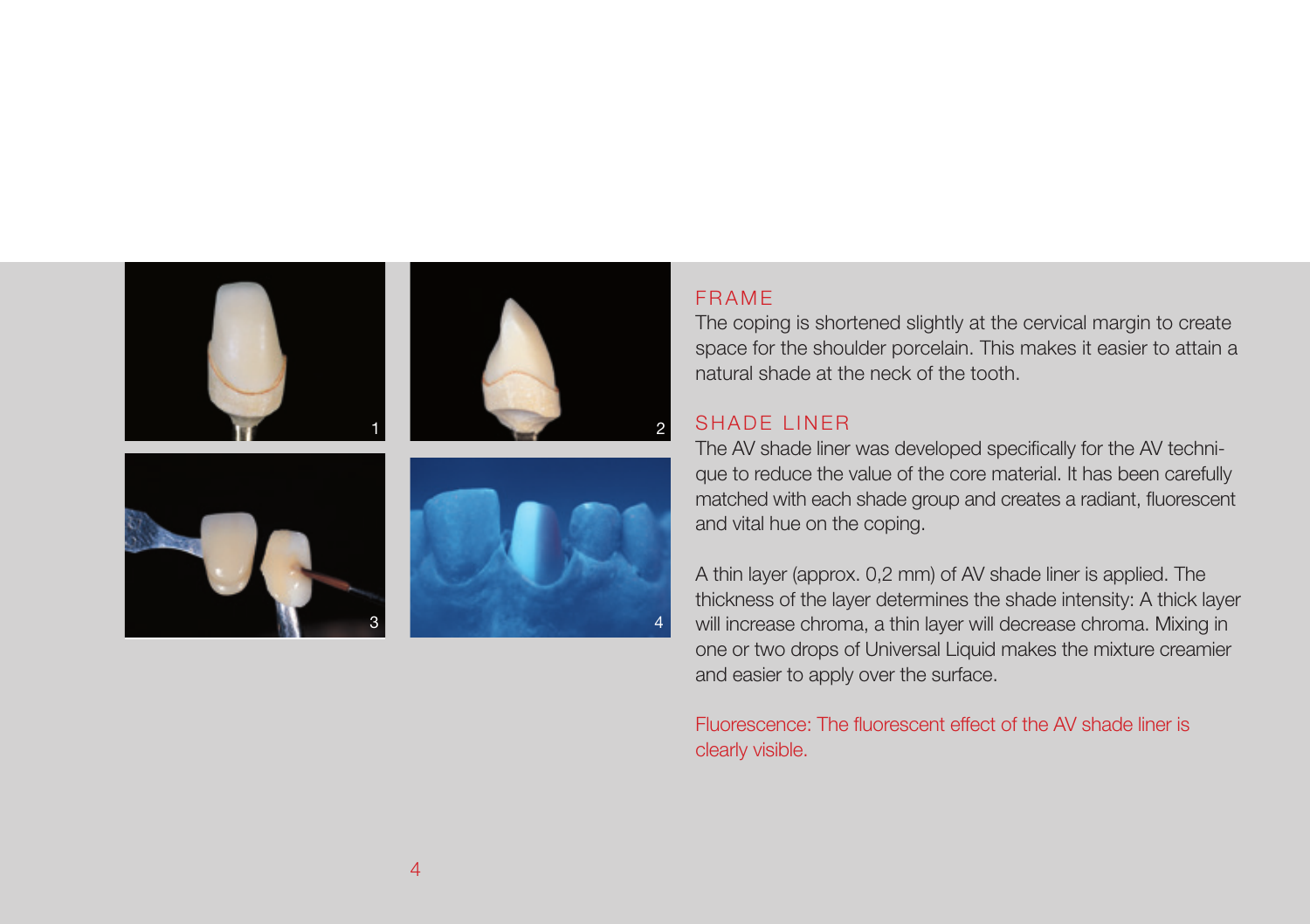## FRAME

The coping is shortened slightly at the cervical margin to create space for the shoulder porcelain. This makes it easier to attain a natural shade at the neck of the tooth.

## SHADE LINER

The AV shade liner was developed specifically for the AV technique to reduce the value of the core material. It has been carefully matched with each shade group and creates a radiant, fluorescent and vital hue on the coping.

A thin layer (approx. 0,2 mm) of AV shade liner is applied. The thickness of the layer determines the shade intensity: A thick layer will increase chroma, a thin layer will decrease chroma. Mixing in one or two drops of Universal Liquid makes the mixture creamier and easier to apply over the surface.

Fluorescence: The fluorescent effect of the AV shade liner is clearly visible.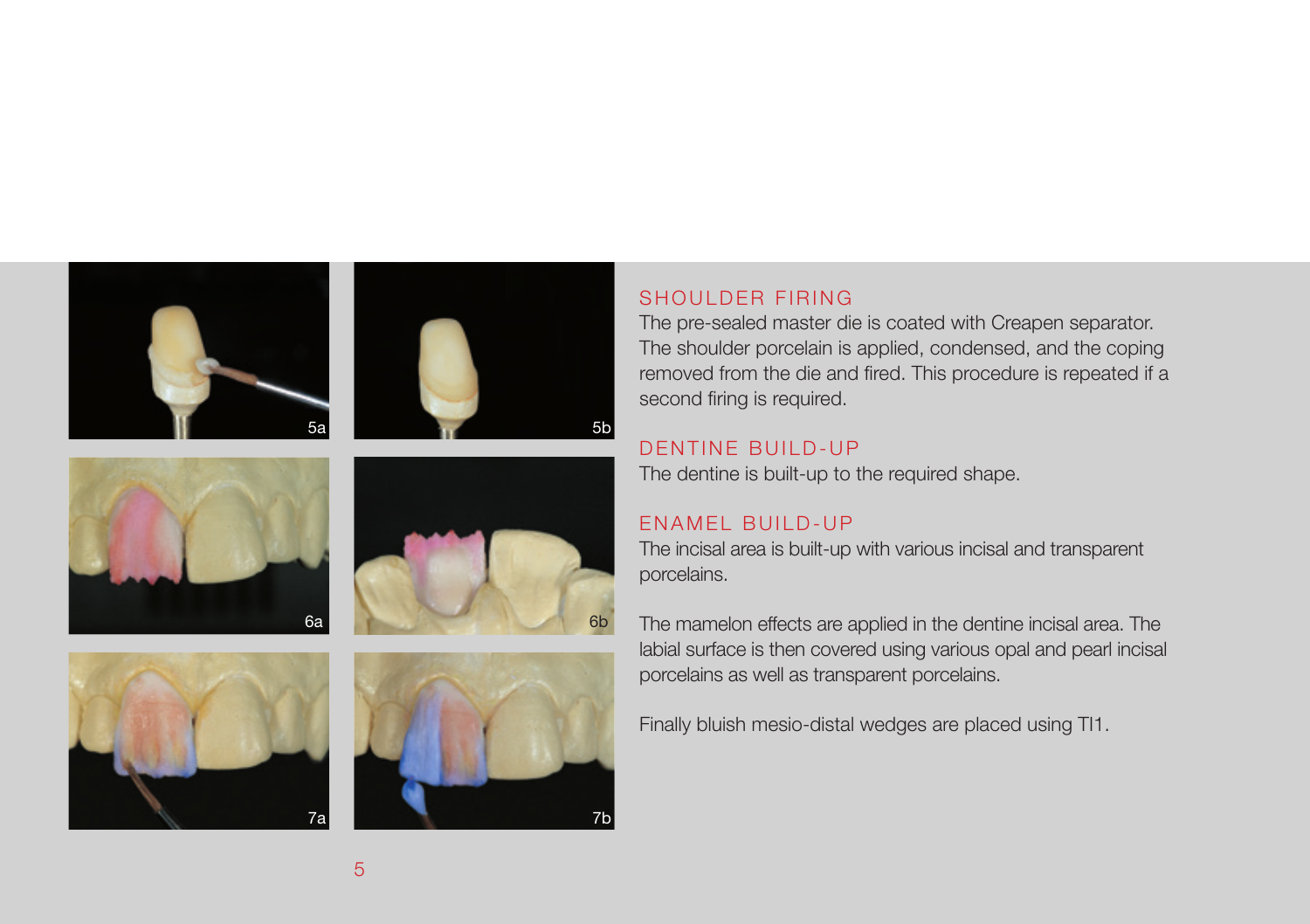## SHOULDER FIRING

The pre-sealed master die is coated with Creapen separator. The shoulder porcelain is applied, condensed, and the coping removed from the die and fired. This procedure is repeated if a second firing is required.

## DENTINE BUILD-UP

The dentine is built-up to the required shape.

## ENAMEL BUILD-UP

The incisal area is built-up with various incisal and transparent porcelains.

The mamelon effects are applied in the dentine incisal area. The labial surface is then covered using various opal and pearl incisal porcelains as well as transparent porcelains.

Finally bluish mesio-distal wedges are placed using TI1.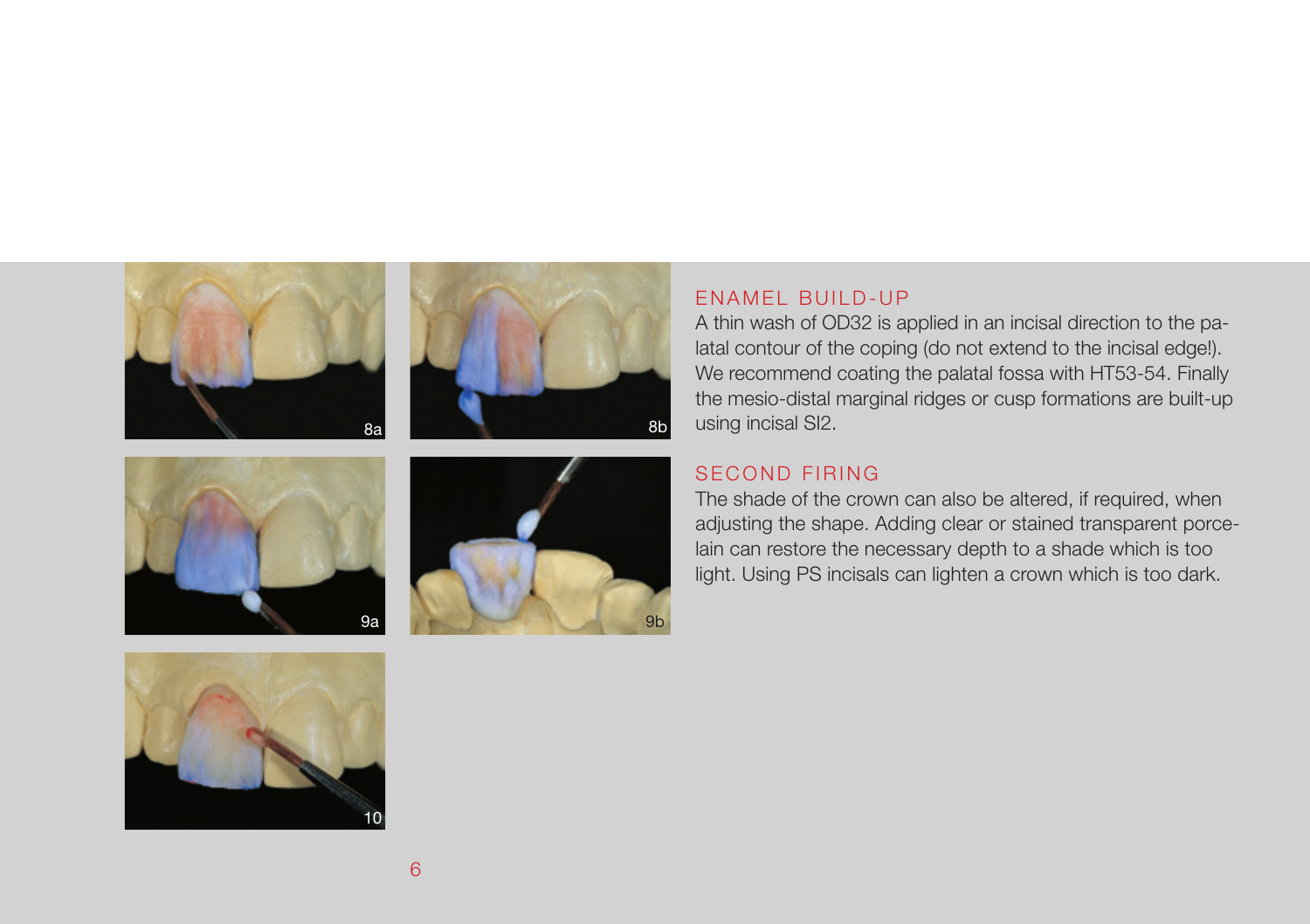## ENAMEL BUILD-UP

A thin wash of OD32 is applied in an incisal direction to the palatal contour of the coping (do not extend to the incisal edge!). We recommend coating the palatal fossa with HT53-54. Finally the mesio-distal marginal ridges or cusp formations are built-up using incisal SI2.

## SECOND FIRING

The shade of the crown can also be altered, if required, when adjusting the shape. Adding clear or stained transparent porcelain can restore the necessary depth to a shade which is too light. Using PS incisals can lighten a crown which is too dark.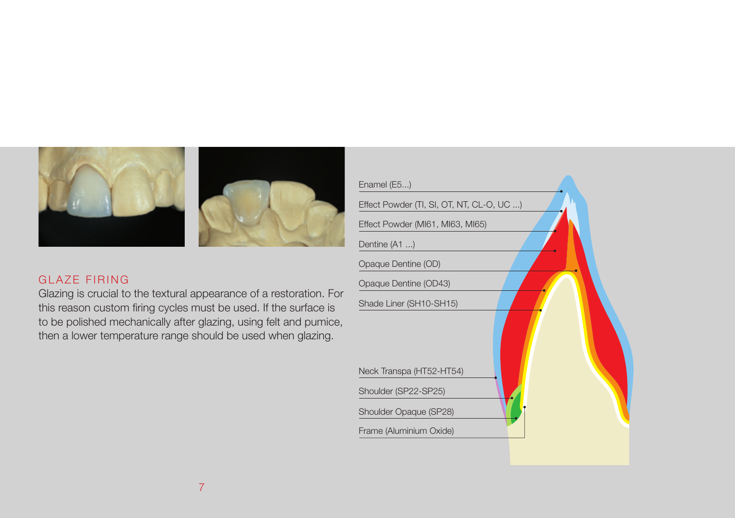## GLAZE FIRING

Glazing is crucial to the textural appearance of a restoration. For this reason custom firing cycles must be used. If the surface is to be polished mechanically after glazing, using felt and pumice, then a lower temperature range should be used when glazing.

Enamel (E5...)

Effect Powder (TI, SI, OT, NT, CL-O, UC ...)

Effect Powder (MI61, MI63, MI65)

Dentine (A1 ...)

Opaque Dentine (OD)

Opaque Dentine (OD43)

Shade Liner (SH10-SH15)

Neck Transpa (HT52-HT54)

Shoulder (SP22-SP25)

Shoulder Opaque (SP28)

Frame (Aluminium Oxide)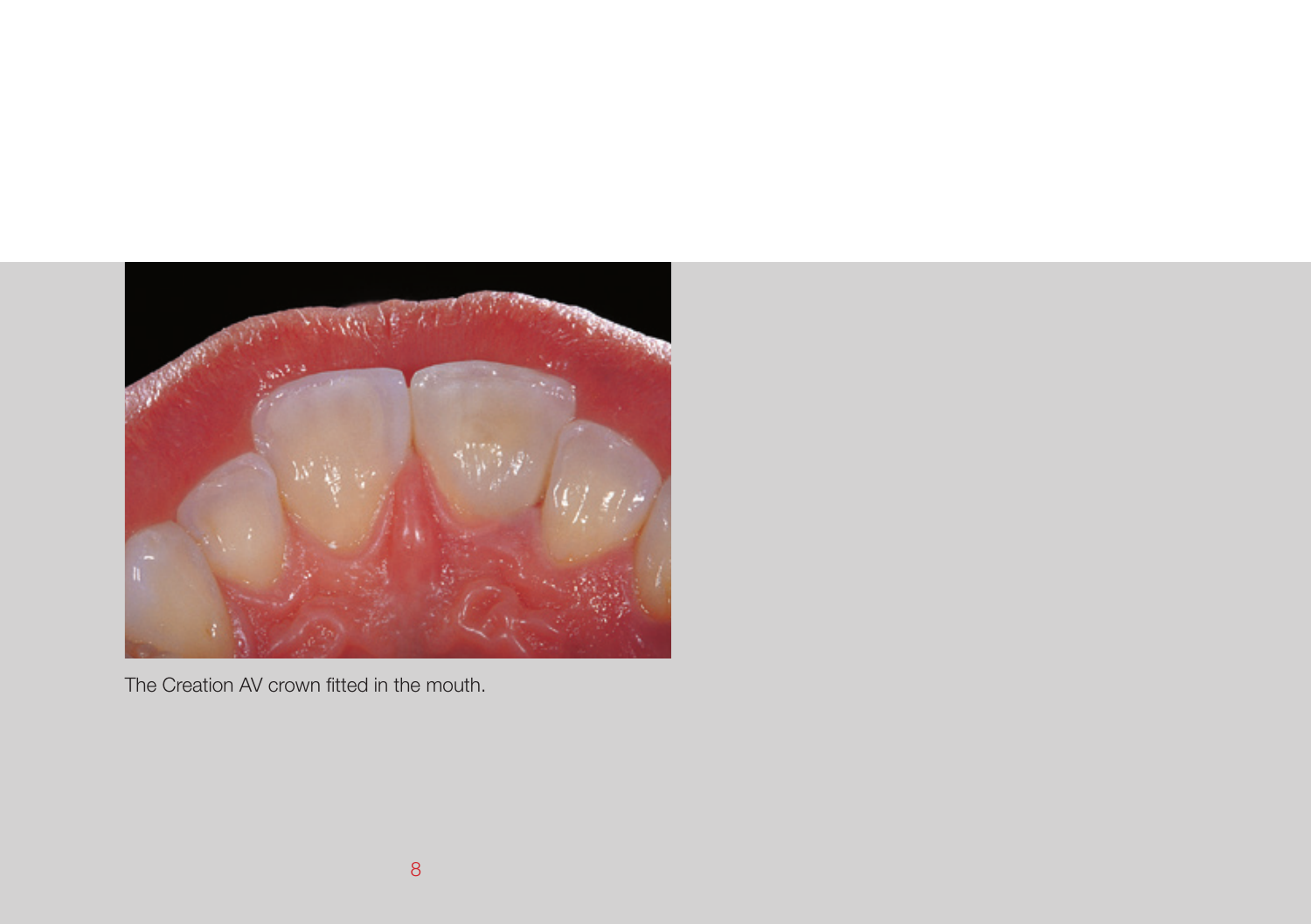The Creation AV crown fitted in the mouth.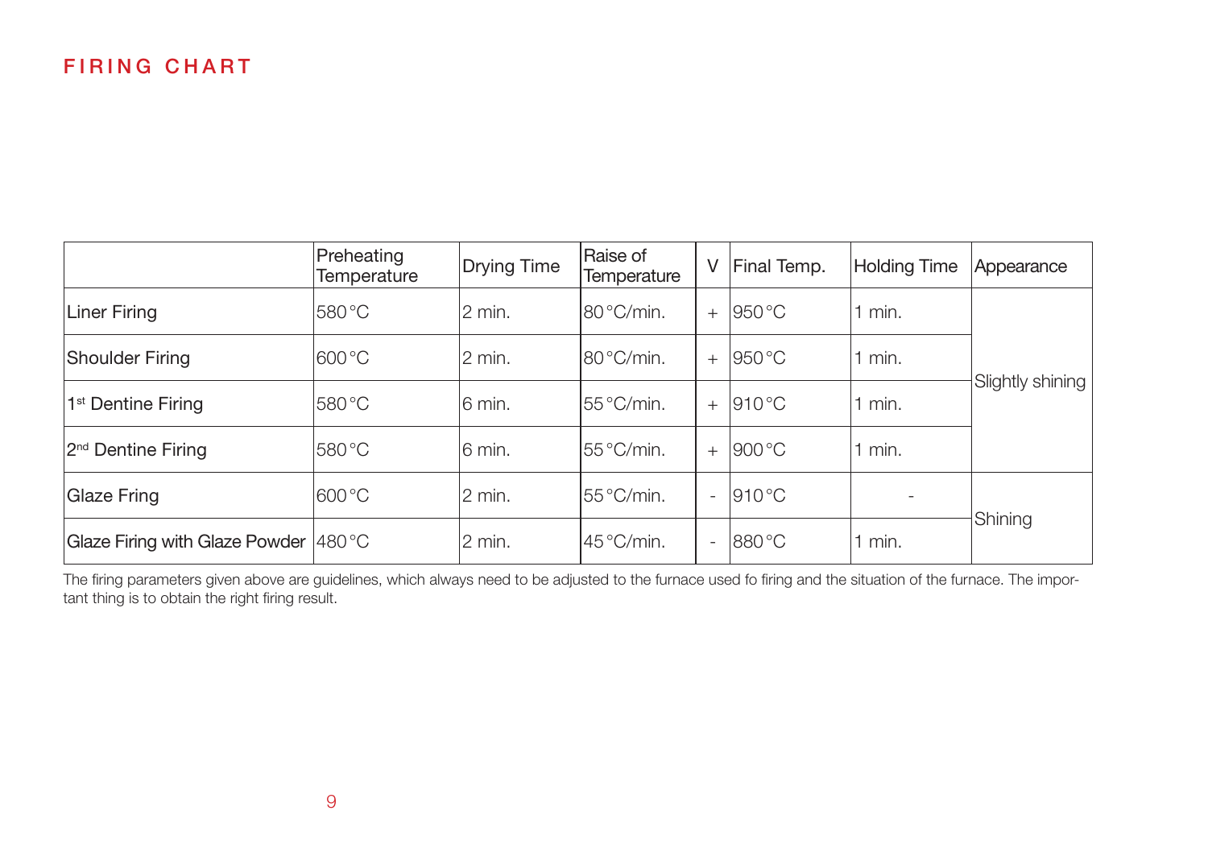# FIRING CHART

| | Preheating Temperature | Drying Time | Raise of Temperature | V | Final Temp. | Holding Time | Appearance |
|---|---|---|---|---|---|---|---|
| Liner Firing | 580 °C | 2 min. | 80 °C/min. | + | 950 °C | 1 min. | Slightly shining |
| Shoulder Firing | 600 °C | 2 min. | 80 °C/min. | + | 950 °C | 1 min. | |
| 1st Dentine Firing | 580 °C | 6 min. | 55 °C/min. | + | 910 °C | 1 min. | |
| 2nd Dentine Firing | 580 °C | 6 min. | 55 °C/min. | + | 900 °C | 1 min. | |
| Glaze Fring | 600 °C | 2 min. | 55 °C/min. | - | 910 °C | - | Shining |
| Glaze Firing with Glaze Powder | 480 °C | 2 min. | 45 °C/min. | - | 880 °C | 1 min. | |

The firing parameters given above are guidelines, which always need to be adjusted to the furnace used fo firing and the situation of the furnace. The important thing is to obtain the right firing result.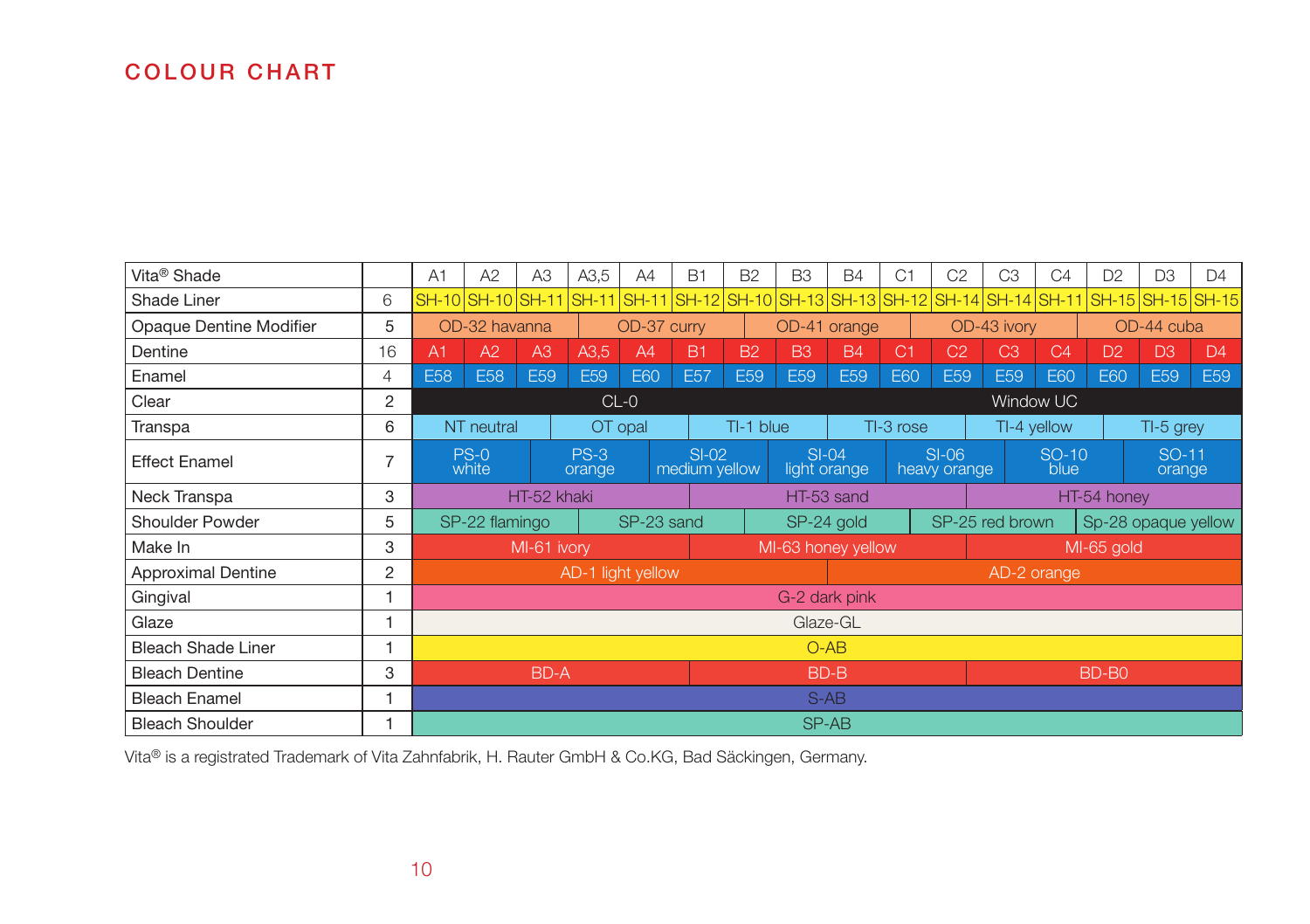# COLOUR CHART

| Vita® Shade | | A1 | A2 | A3 | A3,5 | A4 | B1 | B2 | B3 | B4 | C1 | C2 | C3 | C4 | D2 | D3 | D4 |
|---|---|---|---|---|---|---|---|---|---|---|---|---|---|---|---|---|---|
| Shade Liner | 6 | SH-10 | SH-10 | SH-11 | SH-11 | SH-11 | SH-12 | SH-10 | SH-13 | SH-13 | SH-12 | SH-14 | SH-14 | SH-11 | SH-15 | SH-15 | SH-15 |
| Opaque Dentine Modifier | 5 | OD-32 havanna | | | OD-37 curry | | | OD-41 orange | | | OD-43 ivory | | | OD-44 cuba | | | |
| Dentine | 16 | A1 | A2 | A3 | A3,5 | A4 | B1 | B2 | B3 | B4 | C1 | C2 | C3 | C4 | D2 | D3 | D4 |
| Enamel | 4 | E58 | E58 | E59 | E59 | E60 | E57 | E59 | E59 | E59 | E60 | E59 | E59 | E60 | E60 | E59 | E59 |
| Clear | 2 | CL-0 | | | | | | | | Window UC | | | | | | | |
| Transpa | 6 | NT neutral | | | OT opal | | | TI-1 blue | | | TI-3 rose | | | TI-4 yellow | | TI-5 grey | |
| Effect Enamel | 7 | PS-0 white | | PS-3 orange | | SI-02 medium yellow | | SI-04 light orange | | SI-06 heavy orange | | SO-10 blue | | SO-11 orange | | | |
| Neck Transpa | 3 | HT-52 khaki | | | | | HT-53 sand | | | | | HT-54 honey | | | | | |
| Shoulder Powder | 5 | SP-22 flamingo | | | SP-23 sand | | | SP-24 gold | | | SP-25 red brown | | | Sp-28 opaque yellow | | | |
| Make In | 3 | MI-61 ivory | | | | | MI-63 honey yellow | | | | | MI-65 gold | | | | | |
| Approximal Dentine | 2 | AD-1 light yellow | | | | | | | | AD-2 orange | | | | | | | |
| Gingival | 1 | G-2 dark pink | | | | | | | | | | | | | | | |
| Glaze | 1 | Glaze-GL | | | | | | | | | | | | | | | |
| Bleach Shade Liner | 1 | O-AB | | | | | | | | | | | | | | | |
| Bleach Dentine | 3 | BD-A | | | | | BD-B | | | | | BD-B0 | | | | | |
| Bleach Enamel | 1 | S-AB | | | | | | | | | | | | | | | |
| Bleach Shoulder | 1 | SP-AB | | | | | | | | | | | | | | | |

Vita® is a registrated Trademark of Vita Zahnfabrik, H. Rauter GmbH & Co.KG, Bad Säckingen, Germany.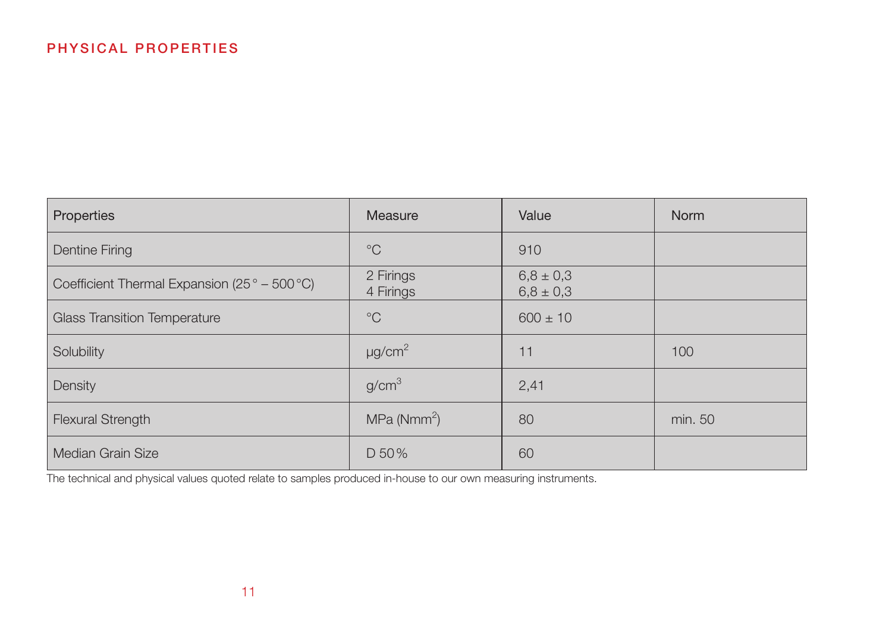## PHYSICAL PROPERTIES

| Properties | Measure | Value | Norm |
|---|---|---|---|
| Dentine Firing | °C | 910 | |
| Coefficient Thermal Expansion (25° – 500°C) | 2 Firings<br>4 Firings | 6,8 ± 0,3<br>6,8 ± 0,3 | |
| Glass Transition Temperature | °C | 600 ± 10 | |
| Solubility | $\mu g/cm^2$ | 11 | 100 |
| Density | $g/cm^3$ | 2,41 | |
| Flexural Strength | MPa ($Nmm^2$) | 80 | min. 50 |
| Median Grain Size | D 50% | 60 | |

The technical and physical values quoted relate to samples produced in-house to our own measuring instruments.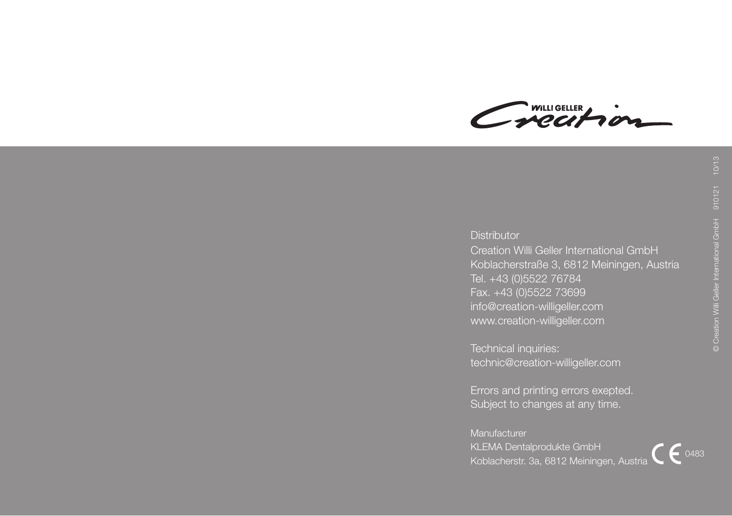Distributor

Creation Willi Geller International GmbH
Koblacherstraße 3, 6812 Meiningen, Austria
Tel. +43 (0)5522 76784
Fax. +43 (0)5522 73699
info@creation-willigeller.com
www.creation-willigeller.com

Technical inquiries:
technic@creation-willigeller.com

Errors and printing errors exepted.
Subject to changes at any time.

Manufacturer
KLEMA Dentalprodukte GmbH
Koblacherstr. 3a, 6812 Meiningen, Austria

CE 0483

© Creation Willi Geller International GmbH 910121 10/13